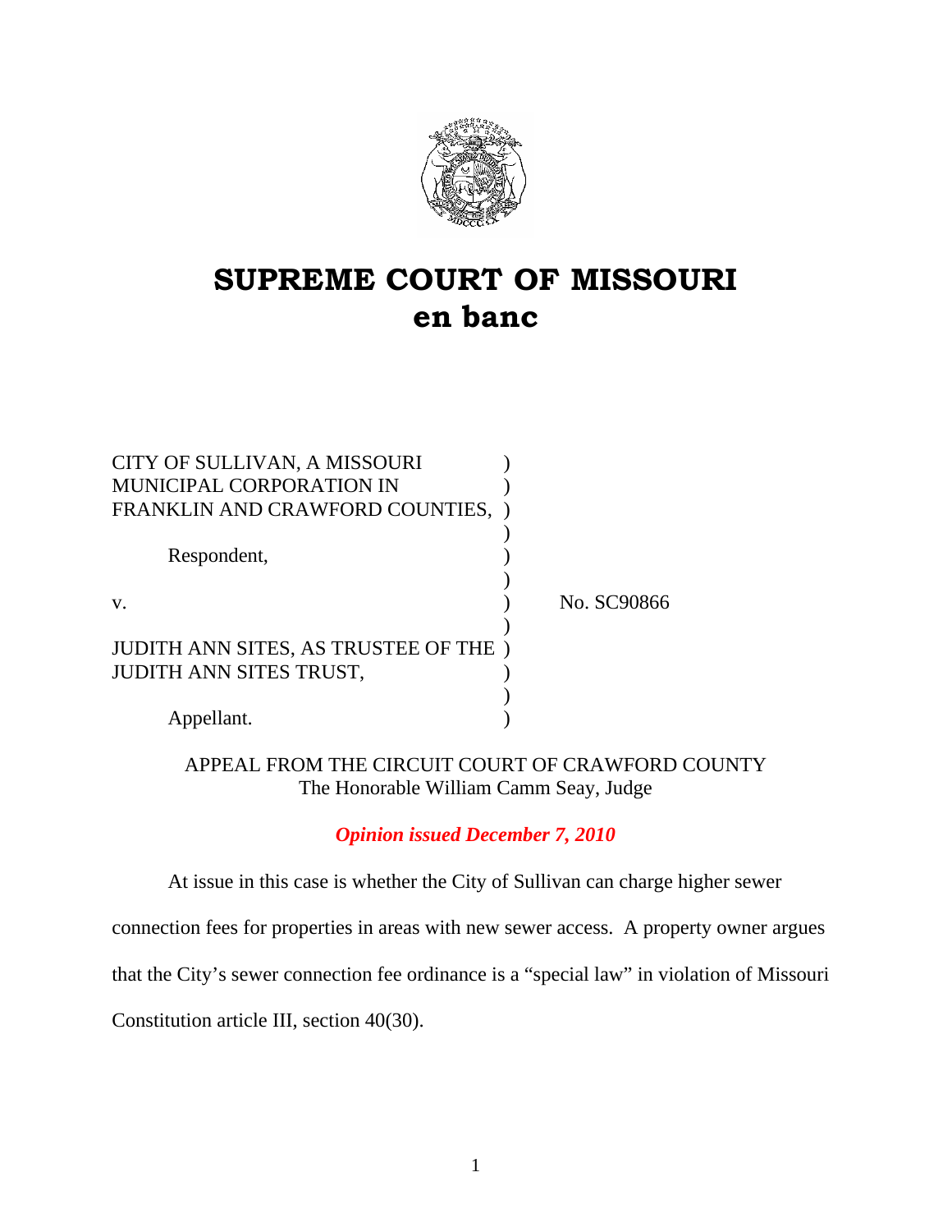# SUPREME COURT OF MISSOURI
## en banc

| | | |
|---|---|---|
| CITY OF SULLIVAN, A MISSOURI MUNICIPAL CORPORATION IN FRANKLIN AND CRAWFORD COUNTIES, | ) | |
| Respondent, | ) | |
| v. | ) | No. SC90866 |
| JUDITH ANN SITES, AS TRUSTEE OF THE JUDITH ANN SITES TRUST, | ) | |
| Appellant. | ) | |

APPEAL FROM THE CIRCUIT COURT OF CRAWFORD COUNTY
The Honorable William Camm Seay, Judge

***Opinion issued December 7, 2010***

At issue in this case is whether the City of Sullivan can charge higher sewer connection fees for properties in areas with new sewer access. A property owner argues that the City's sewer connection fee ordinance is a "special law" in violation of Missouri Constitution article III, section 40(30).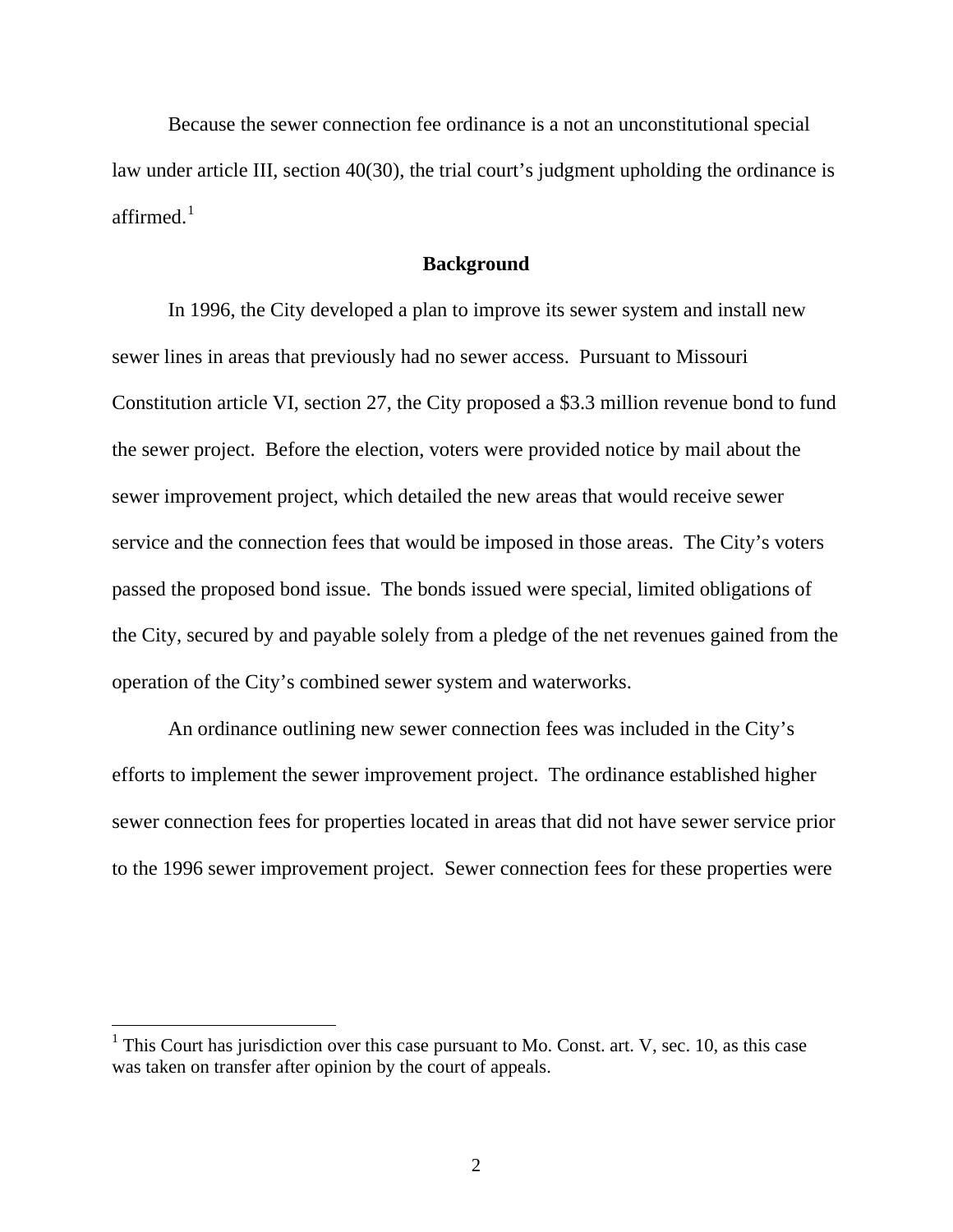Because the sewer connection fee ordinance is a not an unconstitutional special law under article III, section 40(30), the trial court's judgment upholding the ordinance is affirmed.[1]

## Background

In 1996, the City developed a plan to improve its sewer system and install new sewer lines in areas that previously had no sewer access. Pursuant to Missouri Constitution article VI, section 27, the City proposed a $3.3 million revenue bond to fund the sewer project. Before the election, voters were provided notice by mail about the sewer improvement project, which detailed the new areas that would receive sewer service and the connection fees that would be imposed in those areas. The City's voters passed the proposed bond issue. The bonds issued were special, limited obligations of the City, secured by and payable solely from a pledge of the net revenues gained from the operation of the City's combined sewer system and waterworks.

An ordinance outlining new sewer connection fees was included in the City's efforts to implement the sewer improvement project. The ordinance established higher sewer connection fees for properties located in areas that did not have sewer service prior to the 1996 sewer improvement project. Sewer connection fees for these properties were

---

[1] This Court has jurisdiction over this case pursuant to Mo. Const. art. V, sec. 10, as this case was taken on transfer after opinion by the court of appeals.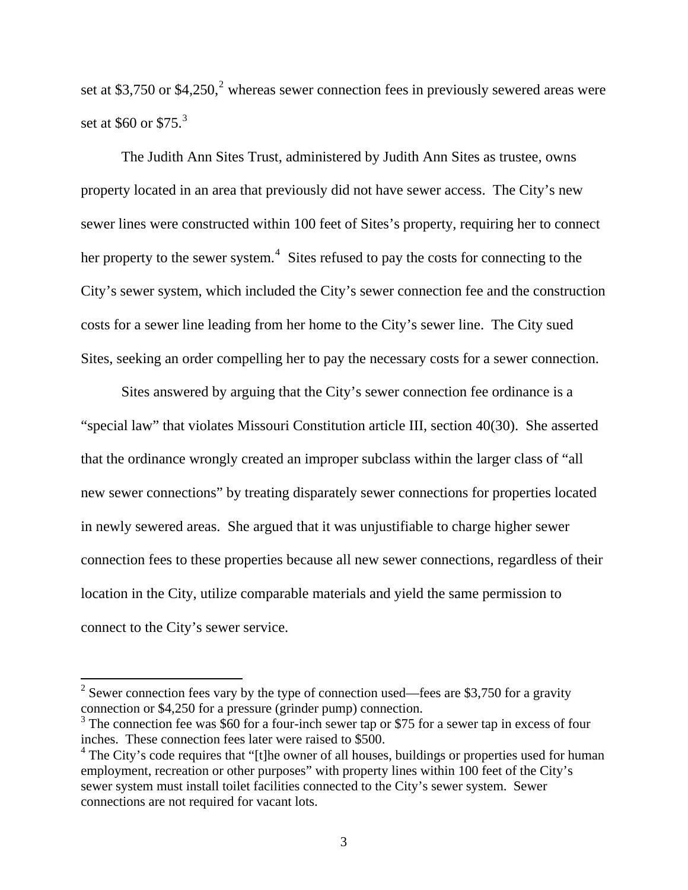set at $3,750 or $4,250,[2] whereas sewer connection fees in previously sewered areas were set at $60 or $75.[3]

The Judith Ann Sites Trust, administered by Judith Ann Sites as trustee, owns property located in an area that previously did not have sewer access. The City's new sewer lines were constructed within 100 feet of Sites's property, requiring her to connect her property to the sewer system.[4] Sites refused to pay the costs for connecting to the City's sewer system, which included the City's sewer connection fee and the construction costs for a sewer line leading from her home to the City's sewer line. The City sued Sites, seeking an order compelling her to pay the necessary costs for a sewer connection.

Sites answered by arguing that the City's sewer connection fee ordinance is a "special law" that violates Missouri Constitution article III, section 40(30). She asserted that the ordinance wrongly created an improper subclass within the larger class of "all new sewer connections" by treating disparately sewer connections for properties located in newly sewered areas. She argued that it was unjustifiable to charge higher sewer connection fees to these properties because all new sewer connections, regardless of their location in the City, utilize comparable materials and yield the same permission to connect to the City's sewer service.

---

[2] Sewer connection fees vary by the type of connection used—fees are $3,750 for a gravity connection or $4,250 for a pressure (grinder pump) connection.

[3] The connection fee was $60 for a four-inch sewer tap or $75 for a sewer tap in excess of four inches. These connection fees later were raised to $500.

[4] The City's code requires that "[t]he owner of all houses, buildings or properties used for human employment, recreation or other purposes" with property lines within 100 feet of the City's sewer system must install toilet facilities connected to the City's sewer system. Sewer connections are not required for vacant lots.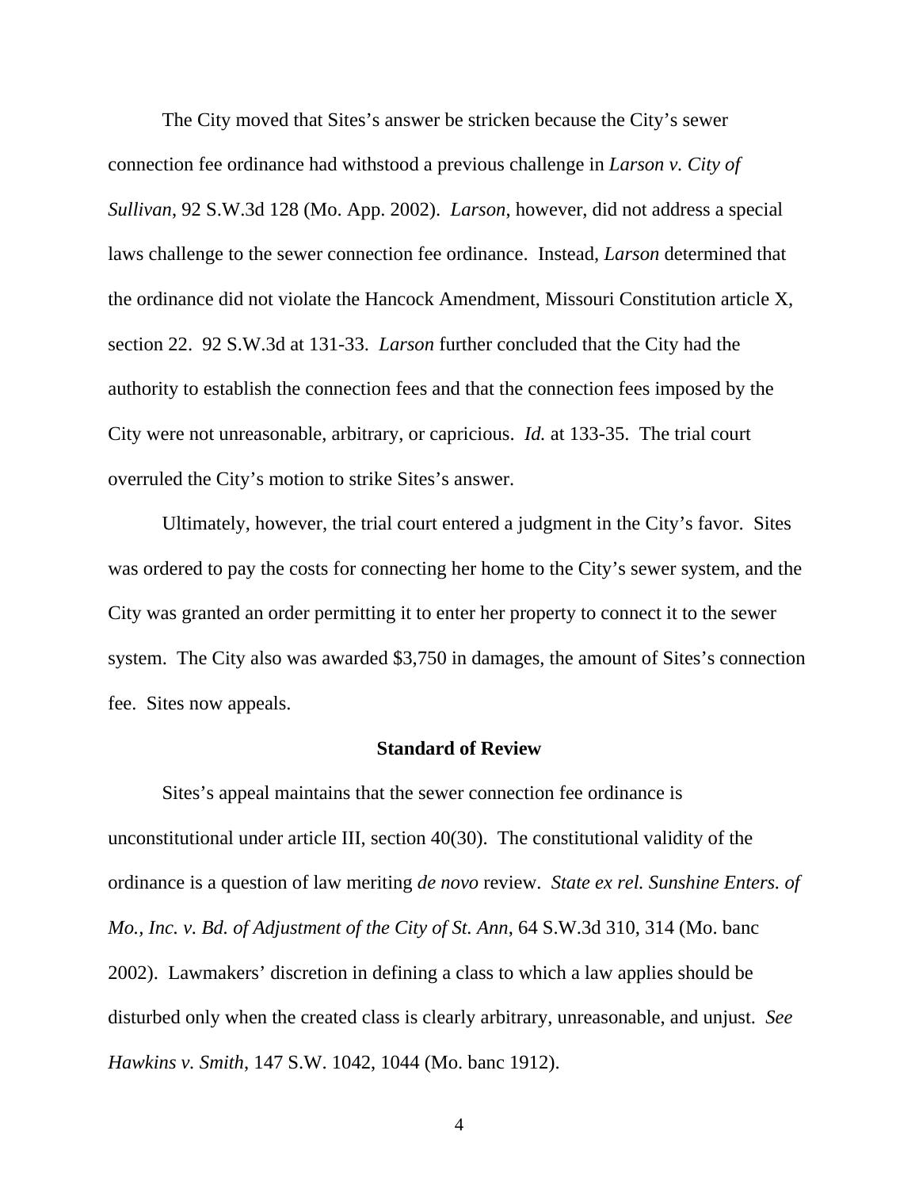The City moved that Sites's answer be stricken because the City's sewer connection fee ordinance had withstood a previous challenge in *Larson v. City of Sullivan*, 92 S.W.3d 128 (Mo. App. 2002). *Larson*, however, did not address a special laws challenge to the sewer connection fee ordinance. Instead, *Larson* determined that the ordinance did not violate the Hancock Amendment, Missouri Constitution article X, section 22. 92 S.W.3d at 131-33. *Larson* further concluded that the City had the authority to establish the connection fees and that the connection fees imposed by the City were not unreasonable, arbitrary, or capricious. *Id.* at 133-35. The trial court overruled the City's motion to strike Sites's answer.

Ultimately, however, the trial court entered a judgment in the City's favor. Sites was ordered to pay the costs for connecting her home to the City's sewer system, and the City was granted an order permitting it to enter her property to connect it to the sewer system. The City also was awarded $3,750 in damages, the amount of Sites's connection fee. Sites now appeals.

## Standard of Review

Sites's appeal maintains that the sewer connection fee ordinance is unconstitutional under article III, section 40(30). The constitutional validity of the ordinance is a question of law meriting *de novo* review. *State ex rel. Sunshine Enters. of Mo., Inc. v. Bd. of Adjustment of the City of St. Ann*, 64 S.W.3d 310, 314 (Mo. banc 2002). Lawmakers' discretion in defining a class to which a law applies should be disturbed only when the created class is clearly arbitrary, unreasonable, and unjust. *See Hawkins v. Smith*, 147 S.W. 1042, 1044 (Mo. banc 1912).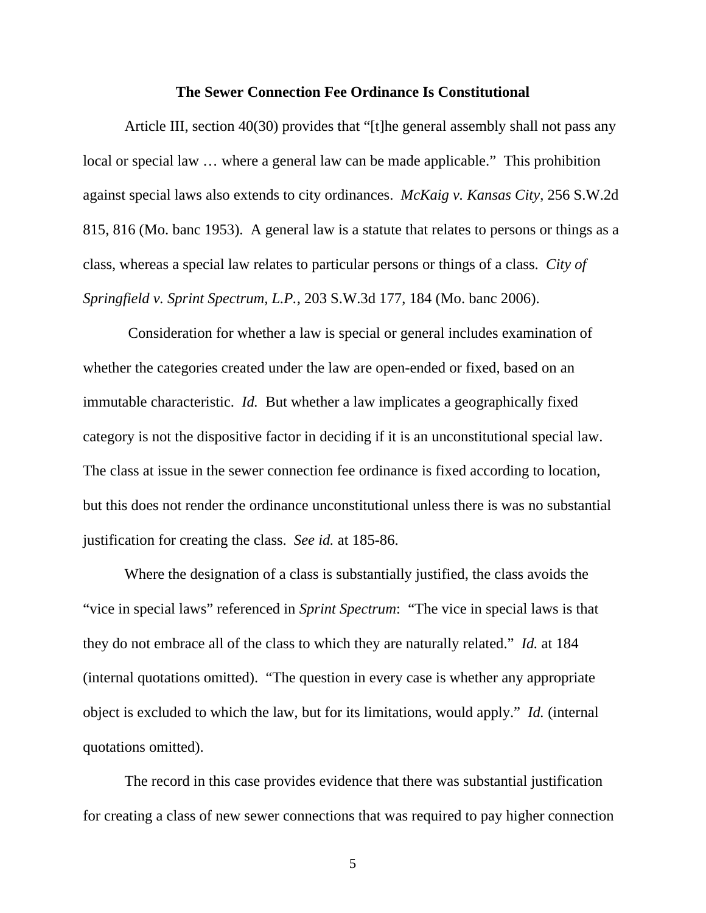**The Sewer Connection Fee Ordinance Is Constitutional**

Article III, section 40(30) provides that "[t]he general assembly shall not pass any local or special law … where a general law can be made applicable." This prohibition against special laws also extends to city ordinances. *McKaig v. Kansas City*, 256 S.W.2d 815, 816 (Mo. banc 1953). A general law is a statute that relates to persons or things as a class, whereas a special law relates to particular persons or things of a class. *City of Springfield v. Sprint Spectrum, L.P.*, 203 S.W.3d 177, 184 (Mo. banc 2006).

Consideration for whether a law is special or general includes examination of whether the categories created under the law are open-ended or fixed, based on an immutable characteristic. *Id.* But whether a law implicates a geographically fixed category is not the dispositive factor in deciding if it is an unconstitutional special law. The class at issue in the sewer connection fee ordinance is fixed according to location, but this does not render the ordinance unconstitutional unless there is was no substantial justification for creating the class. *See id.* at 185-86.

Where the designation of a class is substantially justified, the class avoids the "vice in special laws" referenced in *Sprint Spectrum*: "The vice in special laws is that they do not embrace all of the class to which they are naturally related." *Id.* at 184 (internal quotations omitted). "The question in every case is whether any appropriate object is excluded to which the law, but for its limitations, would apply." *Id.* (internal quotations omitted).

The record in this case provides evidence that there was substantial justification for creating a class of new sewer connections that was required to pay higher connection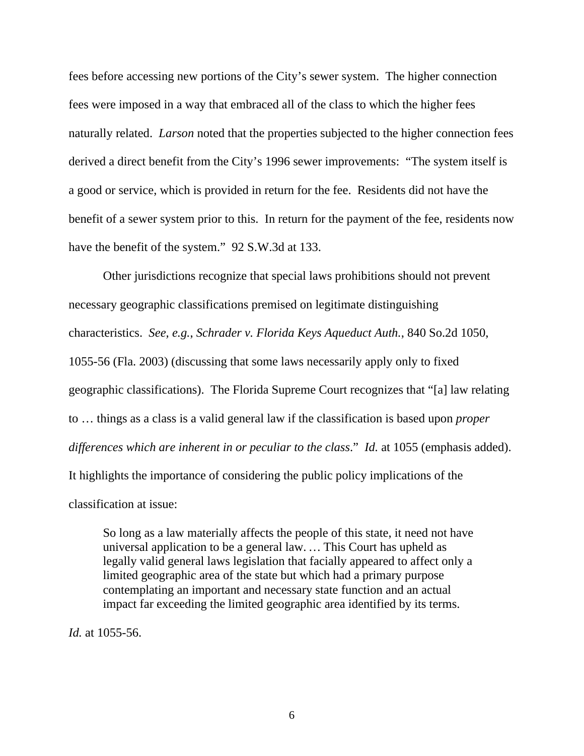fees before accessing new portions of the City's sewer system. The higher connection fees were imposed in a way that embraced all of the class to which the higher fees naturally related. *Larson* noted that the properties subjected to the higher connection fees derived a direct benefit from the City's 1996 sewer improvements: "The system itself is a good or service, which is provided in return for the fee. Residents did not have the benefit of a sewer system prior to this. In return for the payment of the fee, residents now have the benefit of the system." 92 S.W.3d at 133.

Other jurisdictions recognize that special laws prohibitions should not prevent necessary geographic classifications premised on legitimate distinguishing characteristics. *See, e.g.*, *Schrader v. Florida Keys Aqueduct Auth.*, 840 So.2d 1050, 1055-56 (Fla. 2003) (discussing that some laws necessarily apply only to fixed geographic classifications). The Florida Supreme Court recognizes that "[a] law relating to … things as a class is a valid general law if the classification is based upon *proper differences which are inherent in or peculiar to the class*." *Id.* at 1055 (emphasis added). It highlights the importance of considering the public policy implications of the classification at issue:

> So long as a law materially affects the people of this state, it need not have universal application to be a general law. … This Court has upheld as legally valid general laws legislation that facially appeared to affect only a limited geographic area of the state but which had a primary purpose contemplating an important and necessary state function and an actual impact far exceeding the limited geographic area identified by its terms.

*Id.* at 1055-56.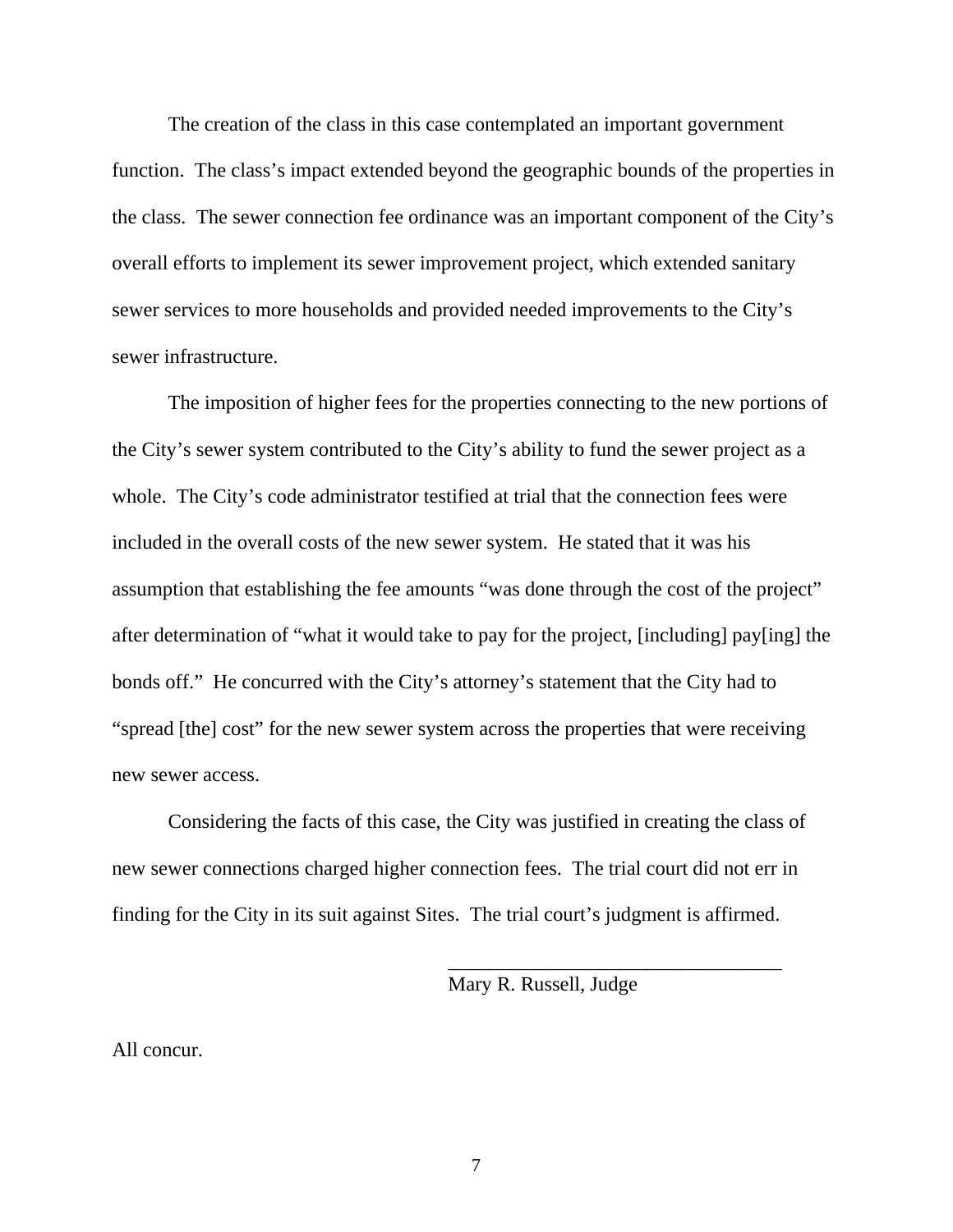The creation of the class in this case contemplated an important government function. The class's impact extended beyond the geographic bounds of the properties in the class. The sewer connection fee ordinance was an important component of the City's overall efforts to implement its sewer improvement project, which extended sanitary sewer services to more households and provided needed improvements to the City's sewer infrastructure.

The imposition of higher fees for the properties connecting to the new portions of the City's sewer system contributed to the City's ability to fund the sewer project as a whole. The City's code administrator testified at trial that the connection fees were included in the overall costs of the new sewer system. He stated that it was his assumption that establishing the fee amounts "was done through the cost of the project" after determination of "what it would take to pay for the project, [including] pay[ing] the bonds off." He concurred with the City's attorney's statement that the City had to "spread [the] cost" for the new sewer system across the properties that were receiving new sewer access.

Considering the facts of this case, the City was justified in creating the class of new sewer connections charged higher connection fees. The trial court did not err in finding for the City in its suit against Sites. The trial court's judgment is affirmed.

\_\_\_\_\_\_\_\_\_\_\_\_\_\_\_\_\_\_\_\_\_\_\_\_\_\_\_\_\_\_\_\_\_\_\_

Mary R. Russell, Judge

All concur.